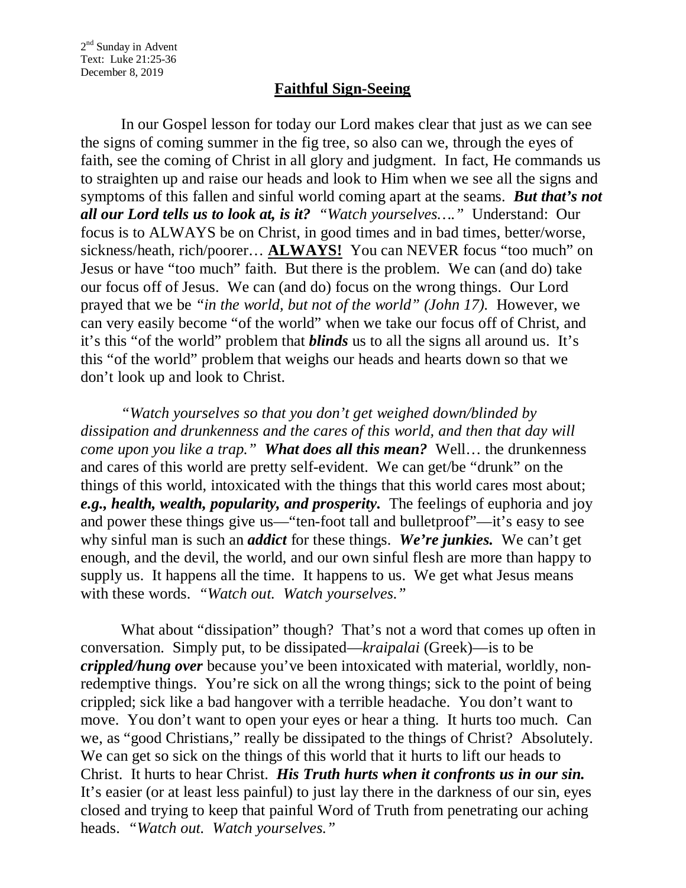2nd Sunday in Advent
Text: Luke 21:25-36
December 8, 2019

## Faithful Sign-Seeing

In our Gospel lesson for today our Lord makes clear that just as we can see the signs of coming summer in the fig tree, so also can we, through the eyes of faith, see the coming of Christ in all glory and judgment. In fact, He commands us to straighten up and raise our heads and look to Him when we see all the signs and symptoms of this fallen and sinful world coming apart at the seams. ***But that's not all our Lord tells us to look at, is it?*** *"Watch yourselves…."* Understand: Our focus is to ALWAYS be on Christ, in good times and in bad times, better/worse, sickness/heath, rich/poorer… **ALWAYS!** You can NEVER focus "too much" on Jesus or have "too much" faith. But there is the problem. We can (and do) take our focus off of Jesus. We can (and do) focus on the wrong things. Our Lord prayed that we be *"in the world, but not of the world" (John 17).* However, we can very easily become "of the world" when we take our focus off of Christ, and it's this "of the world" problem that ***blinds*** us to all the signs all around us. It's this "of the world" problem that weighs our heads and hearts down so that we don't look up and look to Christ.

*"Watch yourselves so that you don't get weighed down/blinded by dissipation and drunkenness and the cares of this world, and then that day will come upon you like a trap."* ***What does all this mean?*** Well… the drunkenness and cares of this world are pretty self-evident. We can get/be "drunk" on the things of this world, intoxicated with the things that this world cares most about; ***e.g., health, wealth, popularity, and prosperity.*** The feelings of euphoria and joy and power these things give us—"ten-foot tall and bulletproof"—it's easy to see why sinful man is such an ***addict*** for these things. ***We're junkies.*** We can't get enough, and the devil, the world, and our own sinful flesh are more than happy to supply us. It happens all the time. It happens to us. We get what Jesus means with these words. *"Watch out. Watch yourselves."*

What about "dissipation" though? That's not a word that comes up often in conversation. Simply put, to be dissipated—*kraipalai* (Greek)—is to be ***crippled/hung over*** because you've been intoxicated with material, worldly, non-redemptive things. You're sick on all the wrong things; sick to the point of being crippled; sick like a bad hangover with a terrible headache. You don't want to move. You don't want to open your eyes or hear a thing. It hurts too much. Can we, as "good Christians," really be dissipated to the things of Christ? Absolutely. We can get so sick on the things of this world that it hurts to lift our heads to Christ. It hurts to hear Christ. ***His Truth hurts when it confronts us in our sin.*** It's easier (or at least less painful) to just lay there in the darkness of our sin, eyes closed and trying to keep that painful Word of Truth from penetrating our aching heads. *"Watch out. Watch yourselves."*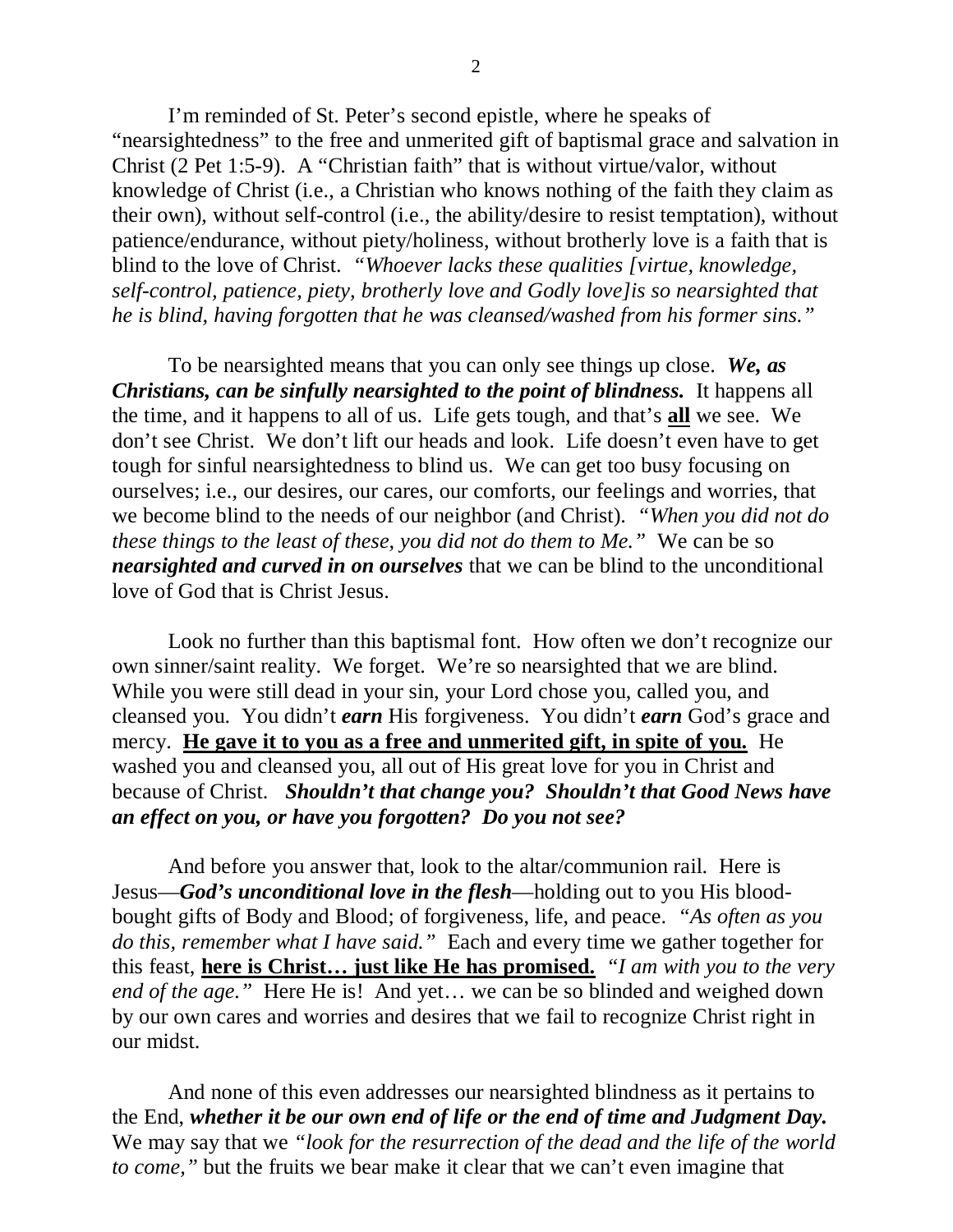I'm reminded of St. Peter's second epistle, where he speaks of "nearsightedness" to the free and unmerited gift of baptismal grace and salvation in Christ (2 Pet 1:5-9). A "Christian faith" that is without virtue/valor, without knowledge of Christ (i.e., a Christian who knows nothing of the faith they claim as their own), without self-control (i.e., the ability/desire to resist temptation), without patience/endurance, without piety/holiness, without brotherly love is a faith that is blind to the love of Christ. *"Whoever lacks these qualities [virtue, knowledge, self-control, patience, piety, brotherly love and Godly love]is so nearsighted that he is blind, having forgotten that he was cleansed/washed from his former sins."*

To be nearsighted means that you can only see things up close. ***We, as Christians, can be sinfully nearsighted to the point of blindness.*** It happens all the time, and it happens to all of us. Life gets tough, and that's **<u>all</u>** we see. We don't see Christ. We don't lift our heads and look. Life doesn't even have to get tough for sinful nearsightedness to blind us. We can get too busy focusing on ourselves; i.e., our desires, our cares, our comforts, our feelings and worries, that we become blind to the needs of our neighbor (and Christ). *"When you did not do these things to the least of these, you did not do them to Me."* We can be so ***nearsighted and curved in on ourselves*** that we can be blind to the unconditional love of God that is Christ Jesus.

Look no further than this baptismal font. How often we don't recognize our own sinner/saint reality. We forget. We're so nearsighted that we are blind. While you were still dead in your sin, your Lord chose you, called you, and cleansed you. You didn't ***earn*** His forgiveness. You didn't ***earn*** God's grace and mercy. **<u>He gave it to you as a free and unmerited gift, in spite of you.</u>** He washed you and cleansed you, all out of His great love for you in Christ and because of Christ. ***Shouldn't that change you? Shouldn't that Good News have an effect on you, or have you forgotten? Do you not see?***

And before you answer that, look to the altar/communion rail. Here is Jesus—***God's unconditional love in the flesh***—holding out to you His blood-bought gifts of Body and Blood; of forgiveness, life, and peace. "*As often as you do this, remember what I have said."* Each and every time we gather together for this feast, **<u>here is Christ… just like He has promised.</u>** *"I am with you to the very end of the age."* Here He is! And yet… we can be so blinded and weighed down by our own cares and worries and desires that we fail to recognize Christ right in our midst.

And none of this even addresses our nearsighted blindness as it pertains to the End, ***whether it be our own end of life or the end of time and Judgment Day.*** We may say that we *"look for the resurrection of the dead and the life of the world to come,"* but the fruits we bear make it clear that we can't even imagine that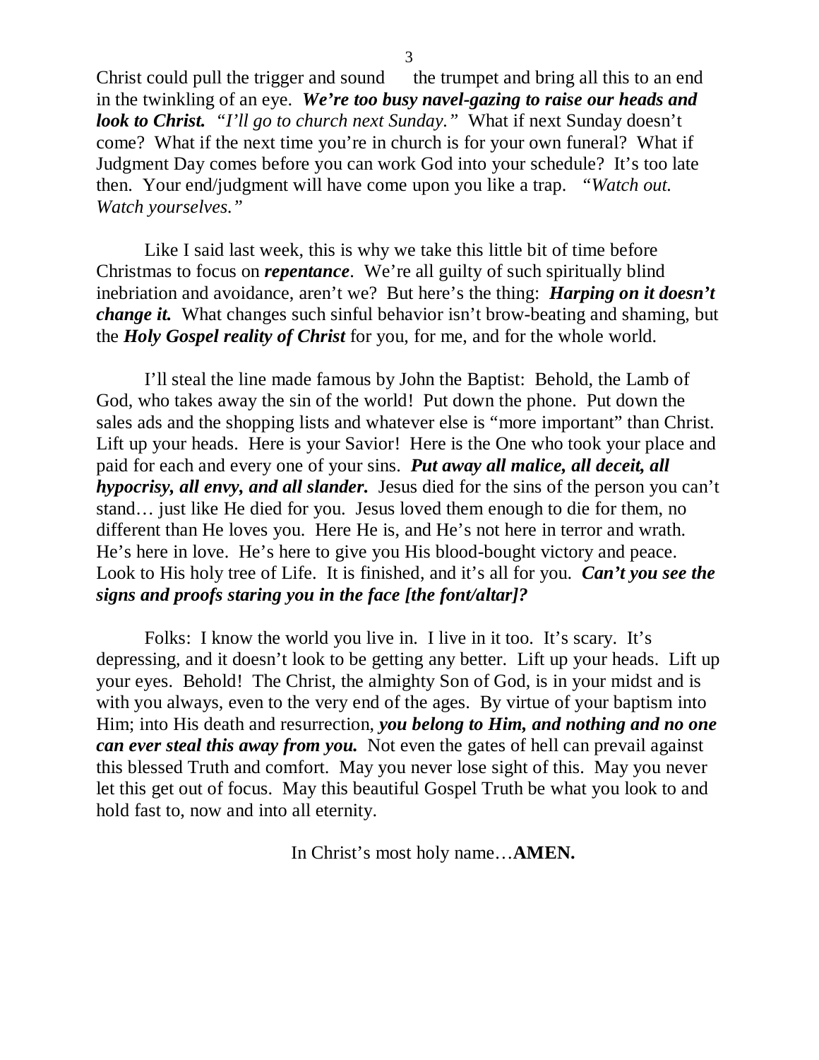Christ could pull the trigger and sound the trumpet and bring all this to an end in the twinkling of an eye. ***We're too busy navel-gazing to raise our heads and look to Christ.*** *"I'll go to church next Sunday."* What if next Sunday doesn't come? What if the next time you're in church is for your own funeral? What if Judgment Day comes before you can work God into your schedule? It's too late then. Your end/judgment will have come upon you like a trap. *"Watch out. Watch yourselves."*

Like I said last week, this is why we take this little bit of time before Christmas to focus on ***repentance***. We're all guilty of such spiritually blind inebriation and avoidance, aren't we? But here's the thing: ***Harping on it doesn't change it.*** What changes such sinful behavior isn't brow-beating and shaming, but the ***Holy Gospel reality of Christ*** for you, for me, and for the whole world.

I'll steal the line made famous by John the Baptist: Behold, the Lamb of God, who takes away the sin of the world! Put down the phone. Put down the sales ads and the shopping lists and whatever else is "more important" than Christ. Lift up your heads. Here is your Savior! Here is the One who took your place and paid for each and every one of your sins. ***Put away all malice, all deceit, all hypocrisy, all envy, and all slander.*** Jesus died for the sins of the person you can't stand… just like He died for you. Jesus loved them enough to die for them, no different than He loves you. Here He is, and He's not here in terror and wrath. He's here in love. He's here to give you His blood-bought victory and peace. Look to His holy tree of Life. It is finished, and it's all for you. ***Can't you see the signs and proofs staring you in the face [the font/altar]?***

Folks: I know the world you live in. I live in it too. It's scary. It's depressing, and it doesn't look to be getting any better. Lift up your heads. Lift up your eyes. Behold! The Christ, the almighty Son of God, is in your midst and is with you always, even to the very end of the ages. By virtue of your baptism into Him; into His death and resurrection, ***you belong to Him, and nothing and no one can ever steal this away from you.*** Not even the gates of hell can prevail against this blessed Truth and comfort. May you never lose sight of this. May you never let this get out of focus. May this beautiful Gospel Truth be what you look to and hold fast to, now and into all eternity.

In Christ's most holy name…**AMEN.**